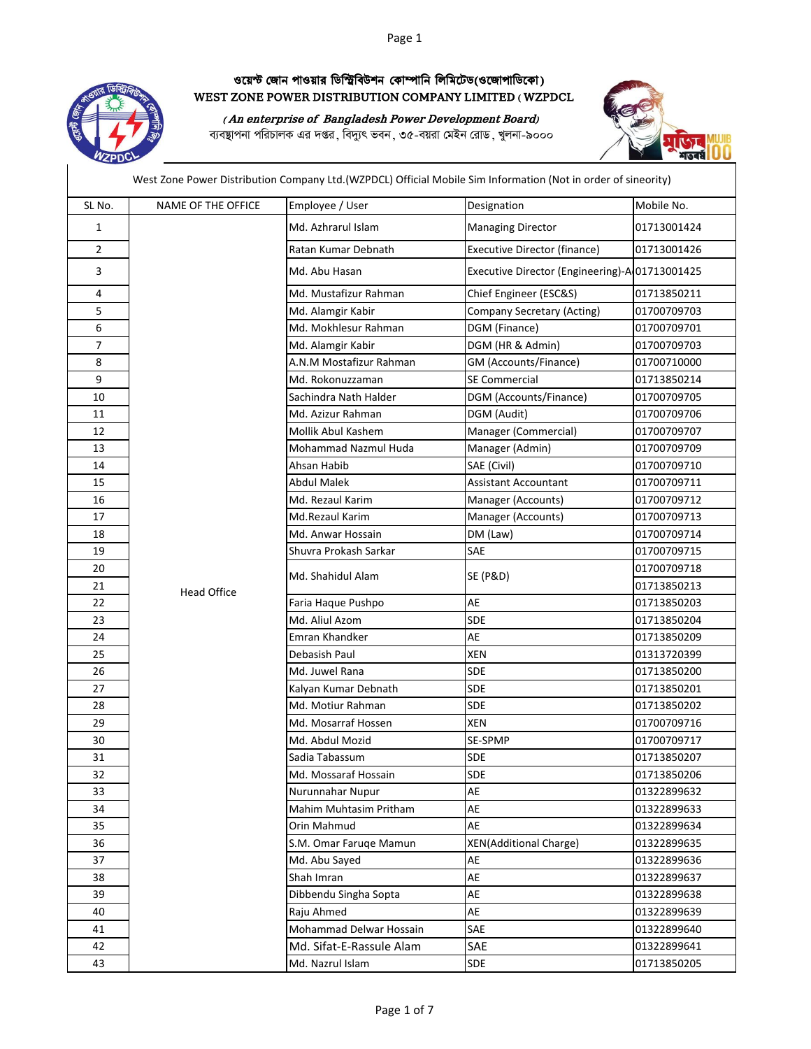ওয়েস্ট জোন পাওয়ার ডিস্ট্রিবিউশন কোম্পানি লিমিটেড(ওজোপাডিকো)

# WEST ZONE POWER DISTRIBUTION COMPANY LIMITED ( WZPDCL

*( An enterprise of Bangladesh Power Development Board)*

ব্যবস্থাপনা পরিচালক এর দপ্তর, বিদ্যুৎ ভবন, ৩৫-বয়রা মেইন রোড, খুলনা-৯০০০

West Zone Power Distribution Company Ltd.(WZPDCL) Official Mobile Sim Information (Not in order of sineority)

| SL No. | NAME OF THE OFFICE | Employee / User | Designation | Mobile No. |
|---|---|---|---|---|
| 1 | Head Office | Md. Azhrarul Islam | Managing Director | 01713001424 |
| 2 | | Ratan Kumar Debnath | Executive Director (finance) | 01713001426 |
| 3 | | Md. Abu Hasan | Executive Director (Engineering)-A | 01713001425 |
| 4 | | Md. Mustafizur Rahman | Chief Engineer (ESC&S) | 01713850211 |
| 5 | | Md. Alamgir Kabir | Company Secretary (Acting) | 01700709703 |
| 6 | | Md. Mokhlesur Rahman | DGM (Finance) | 01700709701 |
| 7 | | Md. Alamgir Kabir | DGM (HR & Admin) | 01700709703 |
| 8 | | A.N.M Mostafizur Rahman | GM (Accounts/Finance) | 01700710000 |
| 9 | | Md. Rokonuzzaman | SE Commercial | 01713850214 |
| 10 | | Sachindra Nath Halder | DGM (Accounts/Finance) | 01700709705 |
| 11 | | Md. Azizur Rahman | DGM (Audit) | 01700709706 |
| 12 | | Mollik Abul Kashem | Manager (Commercial) | 01700709707 |
| 13 | | Mohammad Nazmul Huda | Manager (Admin) | 01700709709 |
| 14 | | Ahsan Habib | SAE (Civil) | 01700709710 |
| 15 | | Abdul Malek | Assistant Accountant | 01700709711 |
| 16 | | Md. Rezaul Karim | Manager (Accounts) | 01700709712 |
| 17 | | Md.Rezaul Karim | Manager (Accounts) | 01700709713 |
| 18 | | Md. Anwar Hossain | DM (Law) | 01700709714 |
| 19 | | Shuvra Prokash Sarkar | SAE | 01700709715 |
| 20 | | Md. Shahidul Alam | SE (P&D) | 01700709718 |
| 21 | | | | 01713850213 |
| 22 | | Faria Haque Pushpo | AE | 01713850203 |
| 23 | | Md. Aliul Azom | SDE | 01713850204 |
| 24 | | Emran Khandker | AE | 01713850209 |
| 25 | | Debasish Paul | XEN | 01313720399 |
| 26 | | Md. Juwel Rana | SDE | 01713850200 |
| 27 | | Kalyan Kumar Debnath | SDE | 01713850201 |
| 28 | | Md. Motiur Rahman | SDE | 01713850202 |
| 29 | | Md. Mosarraf Hossen | XEN | 01700709716 |
| 30 | | Md. Abdul Mozid | SE-SPMP | 01700709717 |
| 31 | | Sadia Tabassum | SDE | 01713850207 |
| 32 | | Md. Mossaraf Hossain | SDE | 01713850206 |
| 33 | | Nurunnahar Nupur | AE | 01322899632 |
| 34 | | Mahim Muhtasim Pritham | AE | 01322899633 |
| 35 | | Orin Mahmud | AE | 01322899634 |
| 36 | | S.M. Omar Faruqe Mamun | XEN(Additional Charge) | 01322899635 |
| 37 | | Md. Abu Sayed | AE | 01322899636 |
| 38 | | Shah Imran | AE | 01322899637 |
| 39 | | Dibbendu Singha Sopta | AE | 01322899638 |
| 40 | | Raju Ahmed | AE | 01322899639 |
| 41 | | Mohammad Delwar Hossain | SAE | 01322899640 |
| 42 | | Md. Sifat-E-Rassule Alam | SAE | 01322899641 |
| 43 | | Md. Nazrul Islam | SDE | 01713850205 |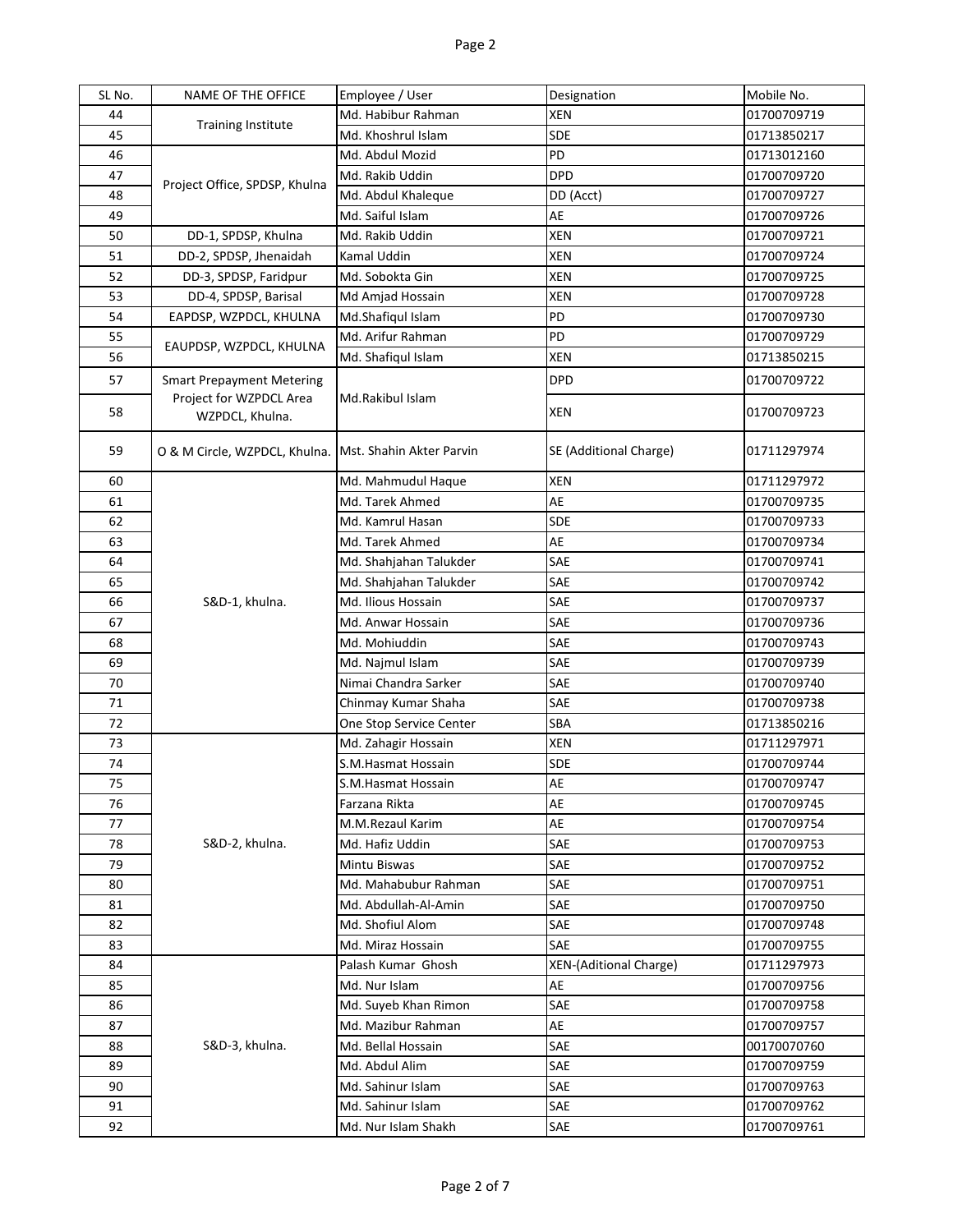| SL No. | NAME OF THE OFFICE | Employee / User | Designation | Mobile No. |
|---|---|---|---|---|
| 44 | Training Institute | Md. Habibur Rahman | XEN | 01700709719 |
| 45 | | Md. Khoshrul Islam | SDE | 01713850217 |
| 46 | Project Office, SPDSP, Khulna | Md. Abdul Mozid | PD | 01713012160 |
| 47 | | Md. Rakib Uddin | DPD | 01700709720 |
| 48 | | Md. Abdul Khaleque | DD (Acct) | 01700709727 |
| 49 | | Md. Saiful Islam | AE | 01700709726 |
| 50 | DD-1, SPDSP, Khulna | Md. Rakib Uddin | XEN | 01700709721 |
| 51 | DD-2, SPDSP, Jhenaidah | Kamal Uddin | XEN | 01700709724 |
| 52 | DD-3, SPDSP, Faridpur | Md. Sobokta Gin | XEN | 01700709725 |
| 53 | DD-4, SPDSP, Barisal | Md Amjad Hossain | XEN | 01700709728 |
| 54 | EAPDSP, WZPDCL, KHULNA | Md.Shafiqul Islam | PD | 01700709730 |
| 55 | EAUPDSP, WZPDCL, KHULNA | Md. Arifur Rahman | PD | 01700709729 |
| 56 | | Md. Shafiqul Islam | XEN | 01713850215 |
| 57 | Smart Prepayment Metering Project for WZPDCL Area WZPDCL, Khulna. | Md.Rakibul Islam | DPD | 01700709722 |
| 58 | | | XEN | 01700709723 |
| 59 | O & M Circle, WZPDCL, Khulna. | Mst. Shahin Akter Parvin | SE (Additional Charge) | 01711297974 |
| 60 | S&D-1, khulna. | Md. Mahmudul Haque | XEN | 01711297972 |
| 61 | | Md. Tarek Ahmed | AE | 01700709735 |
| 62 | | Md. Kamrul Hasan | SDE | 01700709733 |
| 63 | | Md. Tarek Ahmed | AE | 01700709734 |
| 64 | | Md. Shahjahan Talukder | SAE | 01700709741 |
| 65 | | Md. Shahjahan Talukder | SAE | 01700709742 |
| 66 | | Md. Ilious Hossain | SAE | 01700709737 |
| 67 | | Md. Anwar Hossain | SAE | 01700709736 |
| 68 | | Md. Mohiuddin | SAE | 01700709743 |
| 69 | | Md. Najmul Islam | SAE | 01700709739 |
| 70 | | Nimai Chandra Sarker | SAE | 01700709740 |
| 71 | | Chinmay Kumar Shaha | SAE | 01700709738 |
| 72 | | One Stop Service Center | SBA | 01713850216 |
| 73 | S&D-2, khulna. | Md. Zahagir Hossain | XEN | 01711297971 |
| 74 | | S.M.Hasmat Hossain | SDE | 01700709744 |
| 75 | | S.M.Hasmat Hossain | AE | 01700709747 |
| 76 | | Farzana Rikta | AE | 01700709745 |
| 77 | | M.M.Rezaul Karim | AE | 01700709754 |
| 78 | | Md. Hafiz Uddin | SAE | 01700709753 |
| 79 | | Mintu Biswas | SAE | 01700709752 |
| 80 | | Md. Mahabubur Rahman | SAE | 01700709751 |
| 81 | | Md. Abdullah-Al-Amin | SAE | 01700709750 |
| 82 | | Md. Shofiul Alom | SAE | 01700709748 |
| 83 | | Md. Miraz Hossain | SAE | 01700709755 |
| 84 | S&D-3, khulna. | Palash Kumar Ghosh | XEN-(Aditional Charge) | 01711297973 |
| 85 | | Md. Nur Islam | AE | 01700709756 |
| 86 | | Md. Suyeb Khan Rimon | SAE | 01700709758 |
| 87 | | Md. Mazibur Rahman | AE | 01700709757 |
| 88 | | Md. Bellal Hossain | SAE | 00170070760 |
| 89 | | Md. Abdul Alim | SAE | 01700709759 |
| 90 | | Md. Sahinur Islam | SAE | 01700709763 |
| 91 | | Md. Sahinur Islam | SAE | 01700709762 |
| 92 | | Md. Nur Islam Shakh | SAE | 01700709761 |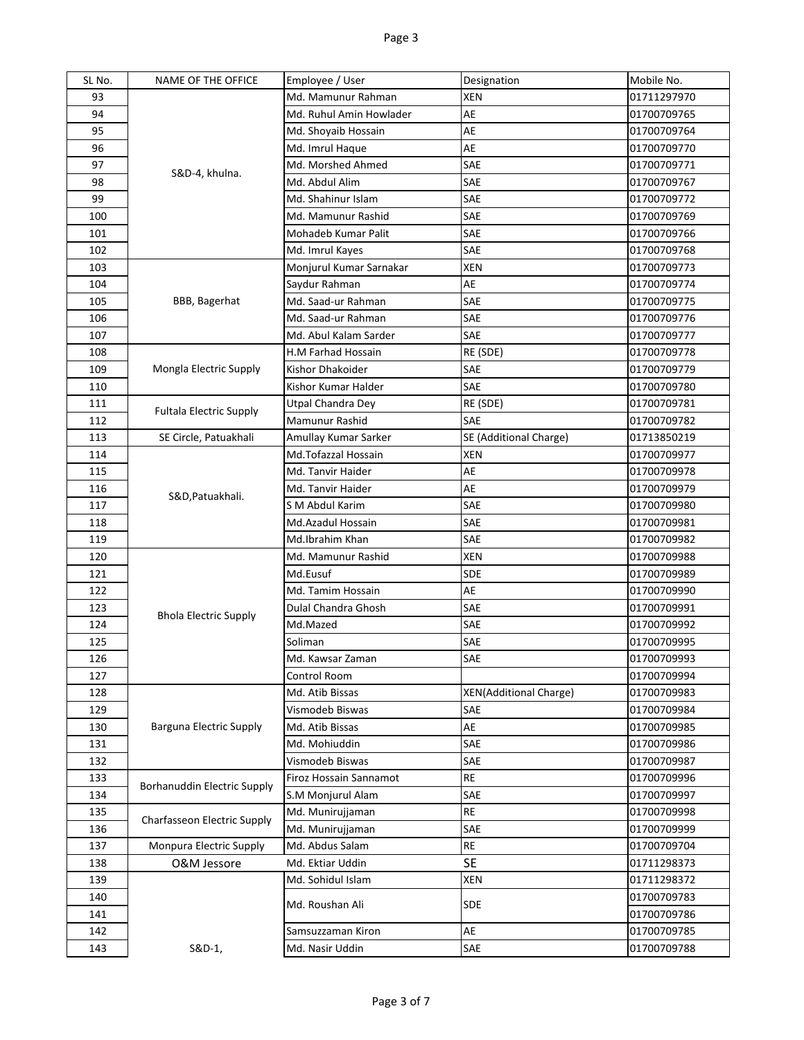| SL No. | NAME OF THE OFFICE | Employee / User | Designation | Mobile No. |
|---|---|---|---|---|
| 93 | S&D-4, khulna. | Md. Mamunur Rahman | XEN | 01711297970 |
| 94 | | Md. Ruhul Amin Howlader | AE | 01700709765 |
| 95 | | Md. Shoyaib Hossain | AE | 01700709764 |
| 96 | | Md. Imrul Haque | AE | 01700709770 |
| 97 | | Md. Morshed Ahmed | SAE | 01700709771 |
| 98 | | Md. Abdul Alim | SAE | 01700709767 |
| 99 | | Md. Shahinur Islam | SAE | 01700709772 |
| 100 | | Md. Mamunur Rashid | SAE | 01700709769 |
| 101 | | Mohadeb Kumar Palit | SAE | 01700709766 |
| 102 | | Md. Imrul Kayes | SAE | 01700709768 |
| 103 | BBB, Bagerhat | Monjurul Kumar Sarnakar | XEN | 01700709773 |
| 104 | | Saydur Rahman | AE | 01700709774 |
| 105 | | Md. Saad-ur Rahman | SAE | 01700709775 |
| 106 | | Md. Saad-ur Rahman | SAE | 01700709776 |
| 107 | | Md. Abul Kalam Sarder | SAE | 01700709777 |
| 108 | Mongla Electric Supply | H.M Farhad Hossain | RE (SDE) | 01700709778 |
| 109 | | Kishor Dhakoider | SAE | 01700709779 |
| 110 | | Kishor Kumar Halder | SAE | 01700709780 |
| 111 | Fultala Electric Supply | Utpal Chandra Dey | RE (SDE) | 01700709781 |
| 112 | | Mamunur Rashid | SAE | 01700709782 |
| 113 | SE Circle, Patuakhali | Amullay Kumar Sarker | SE (Additional Charge) | 01713850219 |
| 114 | S&D,Patuakhali. | Md.Tofazzal Hossain | XEN | 01700709977 |
| 115 | | Md. Tanvir Haider | AE | 01700709978 |
| 116 | | Md. Tanvir Haider | AE | 01700709979 |
| 117 | | S M Abdul Karim | SAE | 01700709980 |
| 118 | | Md.Azadul Hossain | SAE | 01700709981 |
| 119 | | Md.Ibrahim Khan | SAE | 01700709982 |
| 120 | Bhola Electric Supply | Md. Mamunur Rashid | XEN | 01700709988 |
| 121 | | Md.Eusuf | SDE | 01700709989 |
| 122 | | Md. Tamim Hossain | AE | 01700709990 |
| 123 | | Dulal Chandra Ghosh | SAE | 01700709991 |
| 124 | | Md.Mazed | SAE | 01700709992 |
| 125 | | Soliman | SAE | 01700709995 |
| 126 | | Md. Kawsar Zaman | SAE | 01700709993 |
| 127 | | Control Room | | 01700709994 |
| 128 | Barguna Electric Supply | Md. Atib Bissas | XEN(Additional Charge) | 01700709983 |
| 129 | | Vismodeb Biswas | SAE | 01700709984 |
| 130 | | Md. Atib Bissas | AE | 01700709985 |
| 131 | | Md. Mohiuddin | SAE | 01700709986 |
| 132 | | Vismodeb Biswas | SAE | 01700709987 |
| 133 | Borhanuddin Electric Supply | Firoz Hossain Sannamot | RE | 01700709996 |
| 134 | | S.M Monjurul Alam | SAE | 01700709997 |
| 135 | Charfasseon Electric Supply | Md. Munirujjaman | RE | 01700709998 |
| 136 | | Md. Munirujjaman | SAE | 01700709999 |
| 137 | Monpura Electric Supply | Md. Abdus Salam | RE | 01700709704 |
| 138 | O&M Jessore | Md. Ektiar Uddin | SE | 01711298373 |
| 139 | S&D-1, | Md. Sohidul Islam | XEN | 01711298372 |
| 140 | | Md. Roushan Ali | SDE | 01700709783 |
| 141 | | | | 01700709786 |
| 142 | | Samsuzzaman Kiron | AE | 01700709785 |
| 143 | | Md. Nasir Uddin | SAE | 01700709788 |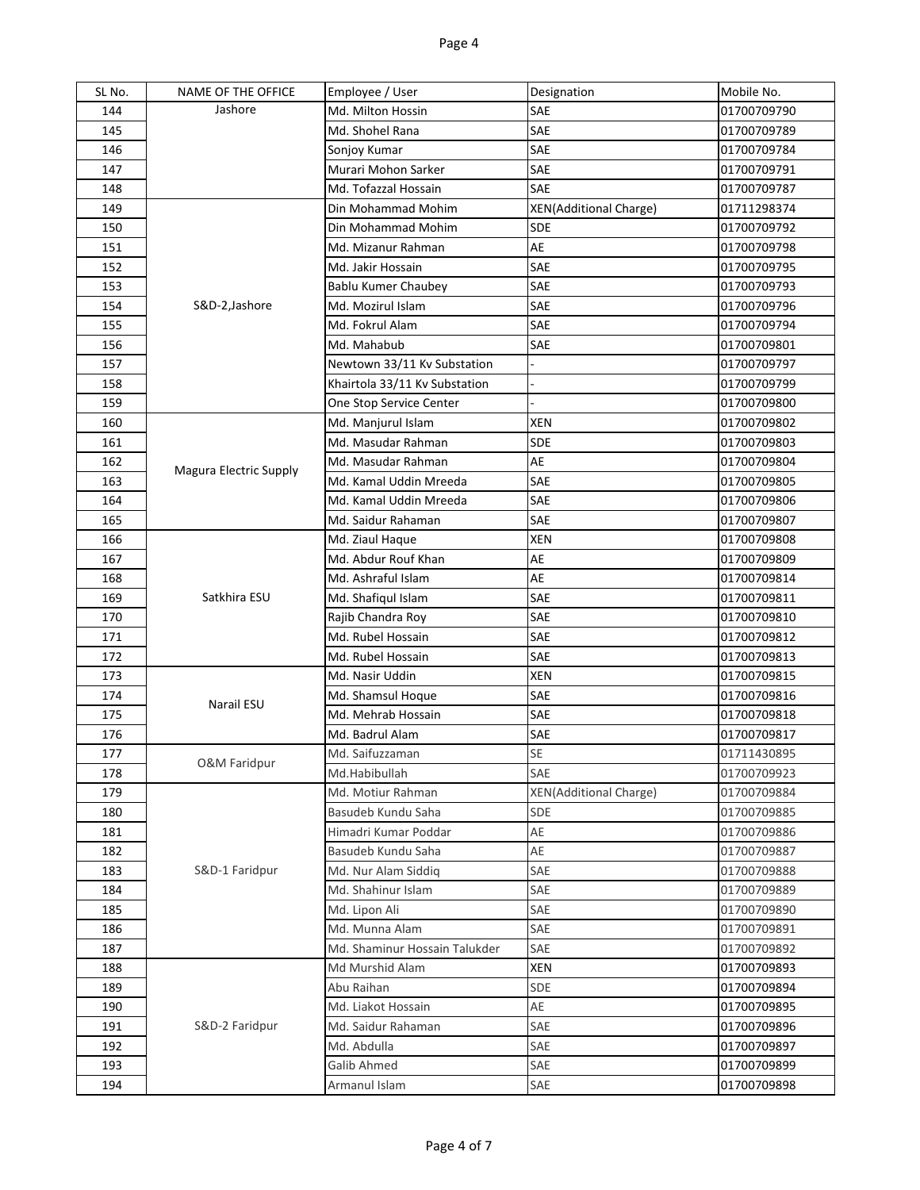| SL No. | NAME OF THE OFFICE | Employee / User | Designation | Mobile No. |
| --- | --- | --- | --- | --- |
| 144 | Jashore | Md. Milton Hossin | SAE | 01700709790 |
| 145 | | Md. Shohel Rana | SAE | 01700709789 |
| 146 | | Sonjoy Kumar | SAE | 01700709784 |
| 147 | | Murari Mohon Sarker | SAE | 01700709791 |
| 148 | | Md. Tofazzal Hossain | SAE | 01700709787 |
| 149 | S&D-2,Jashore | Din Mohammad Mohim | XEN(Additional Charge) | 01711298374 |
| 150 | | Din Mohammad Mohim | SDE | 01700709792 |
| 151 | | Md. Mizanur Rahman | AE | 01700709798 |
| 152 | | Md. Jakir Hossain | SAE | 01700709795 |
| 153 | | Bablu Kumer Chaubey | SAE | 01700709793 |
| 154 | | Md. Mozirul Islam | SAE | 01700709796 |
| 155 | | Md. Fokrul Alam | SAE | 01700709794 |
| 156 | | Md. Mahabub | SAE | 01700709801 |
| 157 | | Newtown 33/11 Kv Substation | - | 01700709797 |
| 158 | | Khairtola 33/11 Kv Substation | - | 01700709799 |
| 159 | | One Stop Service Center | - | 01700709800 |
| 160 | Magura Electric Supply | Md. Manjurul Islam | XEN | 01700709802 |
| 161 | | Md. Masudar Rahman | SDE | 01700709803 |
| 162 | | Md. Masudar Rahman | AE | 01700709804 |
| 163 | | Md. Kamal Uddin Mreeda | SAE | 01700709805 |
| 164 | | Md. Kamal Uddin Mreeda | SAE | 01700709806 |
| 165 | | Md. Saidur Rahaman | SAE | 01700709807 |
| 166 | Satkhira ESU | Md. Ziaul Haque | XEN | 01700709808 |
| 167 | | Md. Abdur Rouf Khan | AE | 01700709809 |
| 168 | | Md. Ashraful Islam | AE | 01700709814 |
| 169 | | Md. Shafiqul Islam | SAE | 01700709811 |
| 170 | | Rajib Chandra Roy | SAE | 01700709810 |
| 171 | | Md. Rubel Hossain | SAE | 01700709812 |
| 172 | | Md. Rubel Hossain | SAE | 01700709813 |
| 173 | Narail ESU | Md. Nasir Uddin | XEN | 01700709815 |
| 174 | | Md. Shamsul Hoque | SAE | 01700709816 |
| 175 | | Md. Mehrab Hossain | SAE | 01700709818 |
| 176 | | Md. Badrul Alam | SAE | 01700709817 |
| 177 | O&M Faridpur | Md. Saifuzzaman | SE | 01711430895 |
| 178 | | Md.Habibullah | SAE | 01700709923 |
| 179 | S&D-1 Faridpur | Md. Motiur Rahman | XEN(Additional Charge) | 01700709884 |
| 180 | | Basudeb Kundu Saha | SDE | 01700709885 |
| 181 | | Himadri Kumar Poddar | AE | 01700709886 |
| 182 | | Basudeb Kundu Saha | AE | 01700709887 |
| 183 | | Md. Nur Alam Siddiq | SAE | 01700709888 |
| 184 | | Md. Shahinur Islam | SAE | 01700709889 |
| 185 | | Md. Lipon Ali | SAE | 01700709890 |
| 186 | | Md. Munna Alam | SAE | 01700709891 |
| 187 | | Md. Shaminur Hossain Talukder | SAE | 01700709892 |
| 188 | S&D-2 Faridpur | Md Murshid Alam | XEN | 01700709893 |
| 189 | | Abu Raihan | SDE | 01700709894 |
| 190 | | Md. Liakot Hossain | AE | 01700709895 |
| 191 | | Md. Saidur Rahaman | SAE | 01700709896 |
| 192 | | Md. Abdulla | SAE | 01700709897 |
| 193 | | Galib Ahmed | SAE | 01700709899 |
| 194 | | Armanul Islam | SAE | 01700709898 |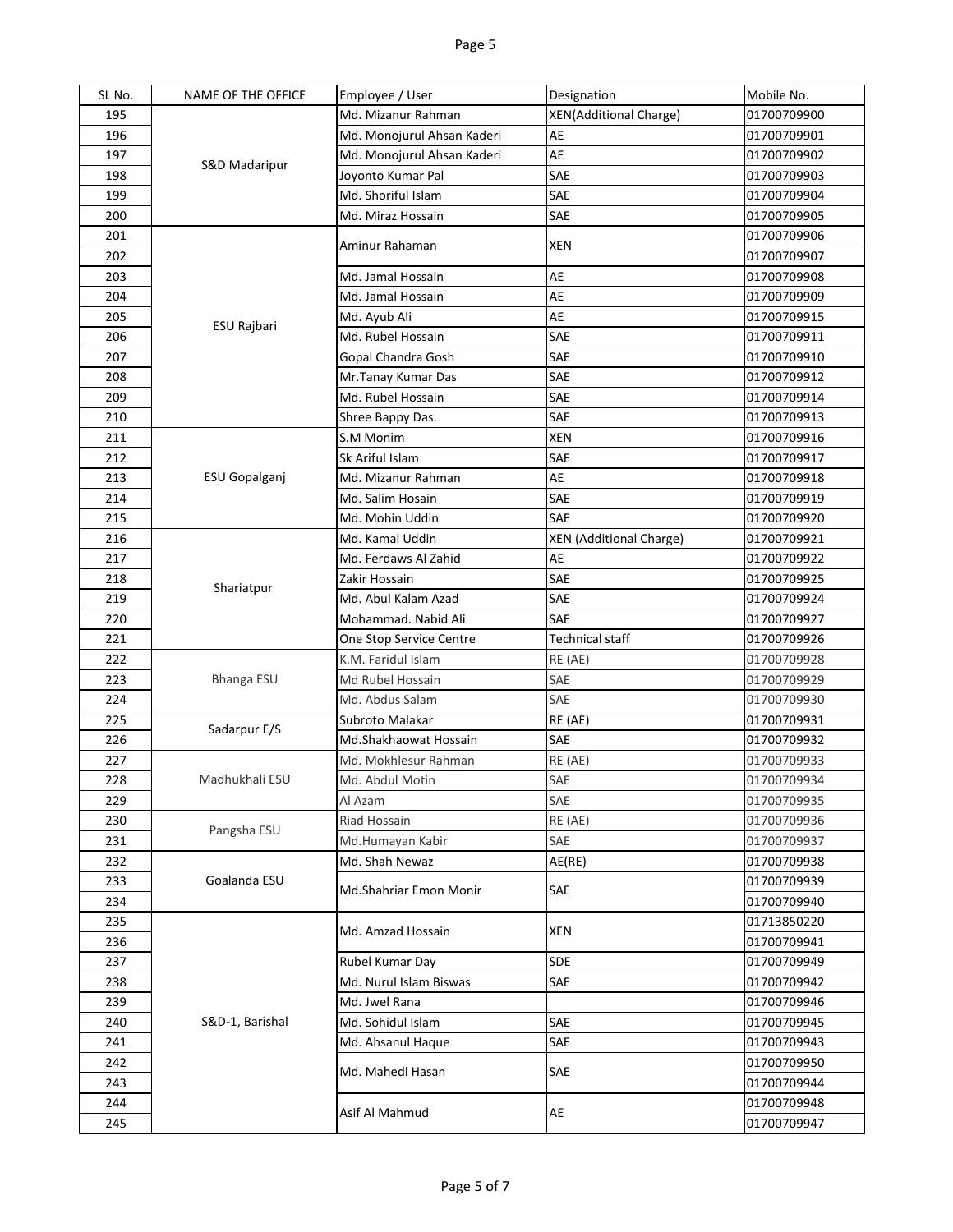| SL No. | NAME OF THE OFFICE | Employee / User | Designation | Mobile No. |
|---|---|---|---|---|
| 195 | S&D Madaripur | Md. Mizanur Rahman | XEN(Additional Charge) | 01700709900 |
| 196 | | Md. Monojurul Ahsan Kaderi | AE | 01700709901 |
| 197 | | Md. Monojurul Ahsan Kaderi | AE | 01700709902 |
| 198 | | Joyonto Kumar Pal | SAE | 01700709903 |
| 199 | | Md. Shoriful Islam | SAE | 01700709904 |
| 200 | | Md. Miraz Hossain | SAE | 01700709905 |
| 201 | ESU Rajbari | Aminur Rahaman | XEN | 01700709906 |
| 202 | | | | 01700709907 |
| 203 | | Md. Jamal Hossain | AE | 01700709908 |
| 204 | | Md. Jamal Hossain | AE | 01700709909 |
| 205 | | Md. Ayub Ali | AE | 01700709915 |
| 206 | | Md. Rubel Hossain | SAE | 01700709911 |
| 207 | | Gopal Chandra Gosh | SAE | 01700709910 |
| 208 | | Mr.Tanay Kumar Das | SAE | 01700709912 |
| 209 | | Md. Rubel Hossain | SAE | 01700709914 |
| 210 | | Shree Bappy Das. | SAE | 01700709913 |
| 211 | ESU Gopalganj | S.M Monim | XEN | 01700709916 |
| 212 | | Sk Ariful Islam | SAE | 01700709917 |
| 213 | | Md. Mizanur Rahman | AE | 01700709918 |
| 214 | | Md. Salim Hosain | SAE | 01700709919 |
| 215 | | Md. Mohin Uddin | SAE | 01700709920 |
| 216 | Shariatpur | Md. Kamal Uddin | XEN (Additional Charge) | 01700709921 |
| 217 | | Md. Ferdaws Al Zahid | AE | 01700709922 |
| 218 | | Zakir Hossain | SAE | 01700709925 |
| 219 | | Md. Abul Kalam Azad | SAE | 01700709924 |
| 220 | | Mohammad. Nabid Ali | SAE | 01700709927 |
| 221 | | One Stop Service Centre | Technical staff | 01700709926 |
| 222 | Bhanga ESU | K.M. Faridul Islam | RE (AE) | 01700709928 |
| 223 | | Md Rubel Hossain | SAE | 01700709929 |
| 224 | | Md. Abdus Salam | SAE | 01700709930 |
| 225 | Sadarpur E/S | Subroto Malakar | RE (AE) | 01700709931 |
| 226 | | Md.Shakhaowat Hossain | SAE | 01700709932 |
| 227 | Madhukhali ESU | Md. Mokhlesur Rahman | RE (AE) | 01700709933 |
| 228 | | Md. Abdul Motin | SAE | 01700709934 |
| 229 | | Al Azam | SAE | 01700709935 |
| 230 | Pangsha ESU | Riad Hossain | RE (AE) | 01700709936 |
| 231 | | Md.Humayan Kabir | SAE | 01700709937 |
| 232 | Goalanda ESU | Md. Shah Newaz | AE(RE) | 01700709938 |
| 233 | | Md.Shahriar Emon Monir | SAE | 01700709939 |
| 234 | | | | 01700709940 |
| 235 | S&D-1, Barishal | Md. Amzad Hossain | XEN | 01713850220 |
| 236 | | | | 01700709941 |
| 237 | | Rubel Kumar Day | SDE | 01700709949 |
| 238 | | Md. Nurul Islam Biswas | SAE | 01700709942 |
| 239 | | Md. Jwel Rana | | 01700709946 |
| 240 | | Md. Sohidul Islam | SAE | 01700709945 |
| 241 | | Md. Ahsanul Haque | SAE | 01700709943 |
| 242 | | Md. Mahedi Hasan | SAE | 01700709950 |
| 243 | | | | 01700709944 |
| 244 | | Asif Al Mahmud | AE | 01700709948 |
| 245 | | | | 01700709947 |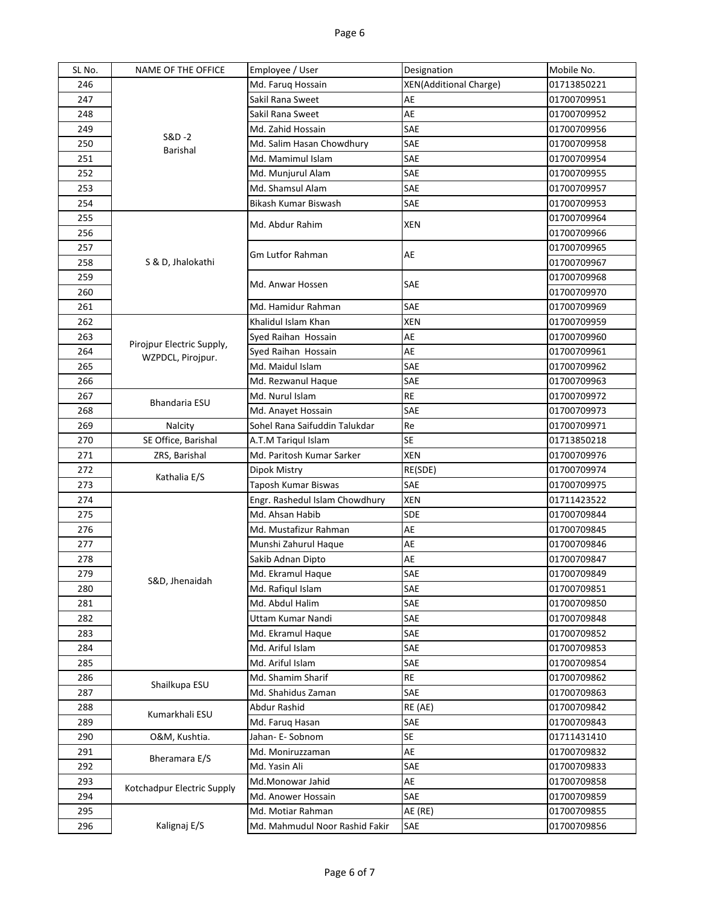| SL No. | NAME OF THE OFFICE | Employee / User | Designation | Mobile No. |
|---|---|---|---|---|
| 246 | S&D -2 Barishal | Md. Faruq Hossain | XEN(Additional Charge) | 01713850221 |
| 247 | | Sakil Rana Sweet | AE | 01700709951 |
| 248 | | Sakil Rana Sweet | AE | 01700709952 |
| 249 | | Md. Zahid Hossain | SAE | 01700709956 |
| 250 | | Md. Salim Hasan Chowdhury | SAE | 01700709958 |
| 251 | | Md. Mamimul Islam | SAE | 01700709954 |
| 252 | | Md. Munjurul Alam | SAE | 01700709955 |
| 253 | | Md. Shamsul Alam | SAE | 01700709957 |
| 254 | | Bikash Kumar Biswash | SAE | 01700709953 |
| 255 | S & D, Jhalokathi | Md. Abdur Rahim | XEN | 01700709964 |
| 256 | | | | 01700709966 |
| 257 | | Gm Lutfor Rahman | AE | 01700709965 |
| 258 | | | | 01700709967 |
| 259 | | Md. Anwar Hossen | SAE | 01700709968 |
| 260 | | | | 01700709970 |
| 261 | | Md. Hamidur Rahman | SAE | 01700709969 |
| 262 | Pirojpur Electric Supply, WZPDCL, Pirojpur. | Khalidul Islam Khan | XEN | 01700709959 |
| 263 | | Syed Raihan Hossain | AE | 01700709960 |
| 264 | | Syed Raihan Hossain | AE | 01700709961 |
| 265 | | Md. Maidul Islam | SAE | 01700709962 |
| 266 | | Md. Rezwanul Haque | SAE | 01700709963 |
| 267 | Bhandaria ESU | Md. Nurul Islam | RE | 01700709972 |
| 268 | | Md. Anayet Hossain | SAE | 01700709973 |
| 269 | Nalcity | Sohel Rana Saifuddin Talukdar | Re | 01700709971 |
| 270 | SE Office, Barishal | A.T.M Tariqul Islam | SE | 01713850218 |
| 271 | ZRS, Barishal | Md. Paritosh Kumar Sarker | XEN | 01700709976 |
| 272 | Kathalia E/S | Dipok Mistry | RE(SDE) | 01700709974 |
| 273 | | Taposh Kumar Biswas | SAE | 01700709975 |
| 274 | S&D, Jhenaidah | Engr. Rashedul Islam Chowdhury | XEN | 01711423522 |
| 275 | | Md. Ahsan Habib | SDE | 01700709844 |
| 276 | | Md. Mustafizur Rahman | AE | 01700709845 |
| 277 | | Munshi Zahurul Haque | AE | 01700709846 |
| 278 | | Sakib Adnan Dipto | AE | 01700709847 |
| 279 | | Md. Ekramul Haque | SAE | 01700709849 |
| 280 | | Md. Rafiqul Islam | SAE | 01700709851 |
| 281 | | Md. Abdul Halim | SAE | 01700709850 |
| 282 | | Uttam Kumar Nandi | SAE | 01700709848 |
| 283 | | Md. Ekramul Haque | SAE | 01700709852 |
| 284 | | Md. Ariful Islam | SAE | 01700709853 |
| 285 | | Md. Ariful Islam | SAE | 01700709854 |
| 286 | Shailkupa ESU | Md. Shamim Sharif | RE | 01700709862 |
| 287 | | Md. Shahidus Zaman | SAE | 01700709863 |
| 288 | Kumarkhali ESU | Abdur Rashid | RE (AE) | 01700709842 |
| 289 | | Md. Faruq Hasan | SAE | 01700709843 |
| 290 | O&M, Kushtia. | Jahan- E- Sobnom | SE | 01711431410 |
| 291 | Bheramara E/S | Md. Moniruzzaman | AE | 01700709832 |
| 292 | | Md. Yasin Ali | SAE | 01700709833 |
| 293 | Kotchadpur Electric Supply | Md.Monowar Jahid | AE | 01700709858 |
| 294 | | Md. Anower Hossain | SAE | 01700709859 |
| 295 | Kalignaj E/S | Md. Motiar Rahman | AE (RE) | 01700709855 |
| 296 | | Md. Mahmudul Noor Rashid Fakir | SAE | 01700709856 |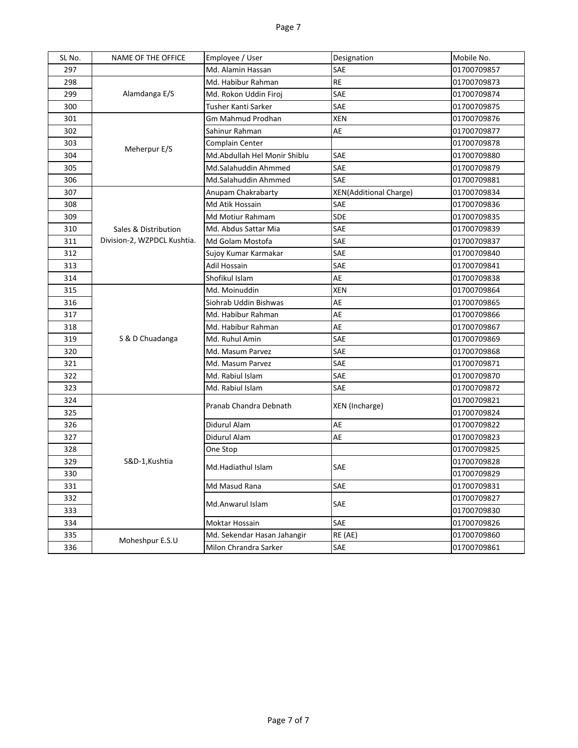| SL No. | NAME OF THE OFFICE | Employee / User | Designation | Mobile No. |
|---|---|---|---|---|
| 297 | | Md. Alamin Hassan | SAE | 01700709857 |
| 298 | Alamdanga E/S | Md. Habibur Rahman | RE | 01700709873 |
| 299 | | Md. Rokon Uddin Firoj | SAE | 01700709874 |
| 300 | | Tusher Kanti Sarker | SAE | 01700709875 |
| 301 | Meherpur E/S | Gm Mahmud Prodhan | XEN | 01700709876 |
| 302 | | Sahinur Rahman | AE | 01700709877 |
| 303 | | Complain Center | | 01700709878 |
| 304 | | Md.Abdullah Hel Monir Shiblu | SAE | 01700709880 |
| 305 | | Md.Salahuddin Ahmmed | SAE | 01700709879 |
| 306 | | Md.Salahuddin Ahmmed | SAE | 01700709881 |
| 307 | Sales & Distribution Division-2, WZPDCL Kushtia. | Anupam Chakrabarty | XEN(Additional Charge) | 01700709834 |
| 308 | | Md Atik Hossain | SAE | 01700709836 |
| 309 | | Md Motiur Rahmam | SDE | 01700709835 |
| 310 | | Md. Abdus Sattar Mia | SAE | 01700709839 |
| 311 | | Md Golam Mostofa | SAE | 01700709837 |
| 312 | | Sujoy Kumar Karmakar | SAE | 01700709840 |
| 313 | | Adil Hossain | SAE | 01700709841 |
| 314 | | Shofikul Islam | AE | 01700709838 |
| 315 | S & D Chuadanga | Md. Moinuddin | XEN | 01700709864 |
| 316 | | Siohrab Uddin Bishwas | AE | 01700709865 |
| 317 | | Md. Habibur Rahman | AE | 01700709866 |
| 318 | | Md. Habibur Rahman | AE | 01700709867 |
| 319 | | Md. Ruhul Amin | SAE | 01700709869 |
| 320 | | Md. Masum Parvez | SAE | 01700709868 |
| 321 | | Md. Masum Parvez | SAE | 01700709871 |
| 322 | | Md. Rabiul Islam | SAE | 01700709870 |
| 323 | | Md. Rabiul Islam | SAE | 01700709872 |
| 324 | S&D-1,Kushtia | Pranab Chandra Debnath | XEN (Incharge) | 01700709821 |
| 325 | | | | 01700709824 |
| 326 | | Didurul Alam | AE | 01700709822 |
| 327 | | Didurul Alam | AE | 01700709823 |
| 328 | | One Stop | | 01700709825 |
| 329 | | Md.Hadiathul Islam | SAE | 01700709828 |
| 330 | | | | 01700709829 |
| 331 | | Md Masud Rana | SAE | 01700709831 |
| 332 | | Md.Anwarul Islam | SAE | 01700709827 |
| 333 | | | | 01700709830 |
| 334 | | Moktar Hossain | SAE | 01700709826 |
| 335 | Moheshpur E.S.U | Md. Sekendar Hasan Jahangir | RE (AE) | 01700709860 |
| 336 | | Milon Chrandra Sarker | SAE | 01700709861 |